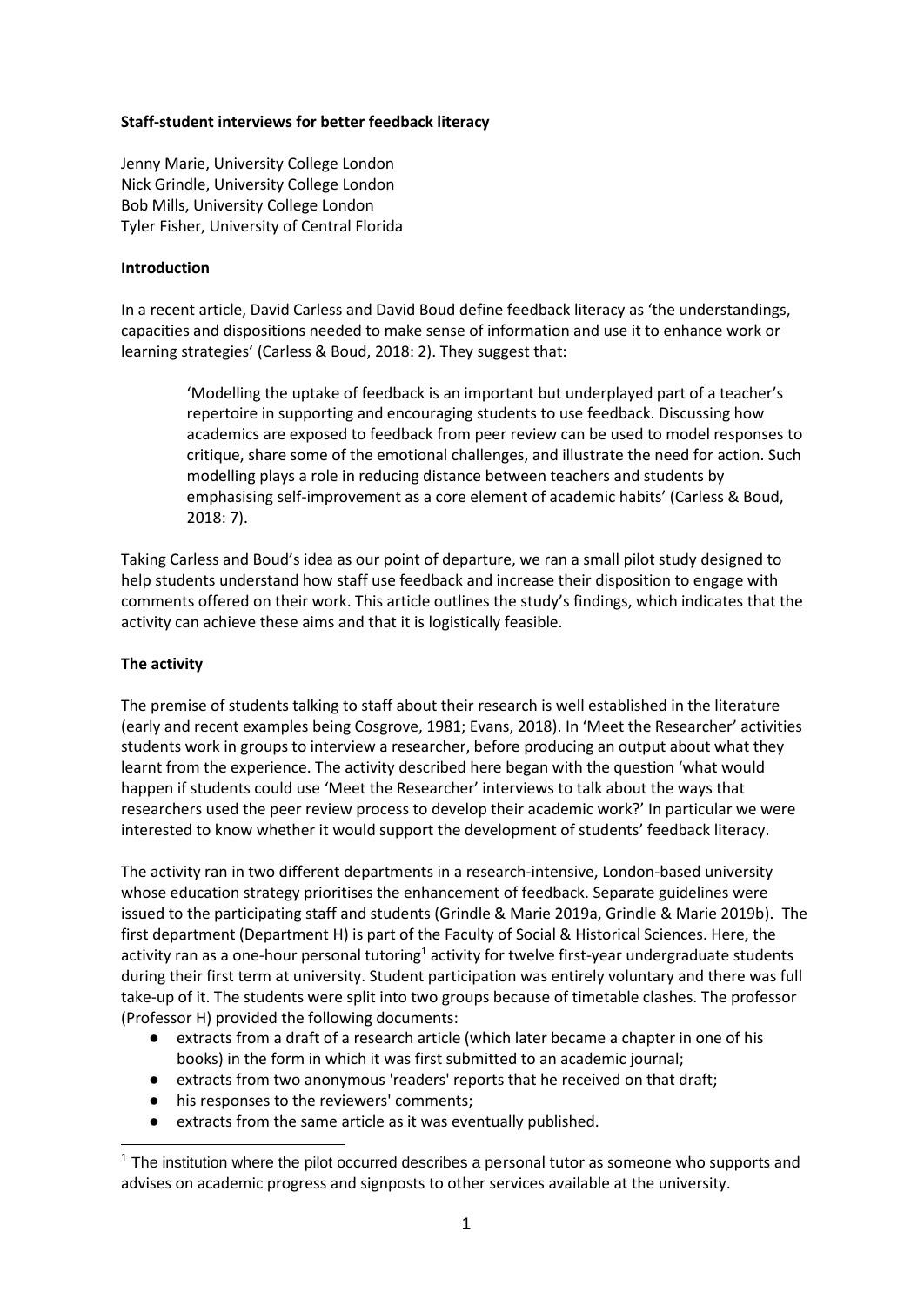**Staff-student interviews for better feedback literacy**

Jenny Marie, University College London
Nick Grindle, University College London
Bob Mills, University College London
Tyler Fisher, University of Central Florida

**Introduction**

In a recent article, David Carless and David Boud define feedback literacy as 'the understandings, capacities and dispositions needed to make sense of information and use it to enhance work or learning strategies' (Carless & Boud, 2018: 2). They suggest that:

> 'Modelling the uptake of feedback is an important but underplayed part of a teacher's repertoire in supporting and encouraging students to use feedback. Discussing how academics are exposed to feedback from peer review can be used to model responses to critique, share some of the emotional challenges, and illustrate the need for action. Such modelling plays a role in reducing distance between teachers and students by emphasising self-improvement as a core element of academic habits' (Carless & Boud, 2018: 7).

Taking Carless and Boud's idea as our point of departure, we ran a small pilot study designed to help students understand how staff use feedback and increase their disposition to engage with comments offered on their work. This article outlines the study's findings, which indicates that the activity can achieve these aims and that it is logistically feasible.

**The activity**

The premise of students talking to staff about their research is well established in the literature (early and recent examples being Cosgrove, 1981; Evans, 2018). In 'Meet the Researcher' activities students work in groups to interview a researcher, before producing an output about what they learnt from the experience. The activity described here began with the question 'what would happen if students could use 'Meet the Researcher' interviews to talk about the ways that researchers used the peer review process to develop their academic work?' In particular we were interested to know whether it would support the development of students' feedback literacy.

The activity ran in two different departments in a research-intensive, London-based university whose education strategy prioritises the enhancement of feedback. Separate guidelines were issued to the participating staff and students (Grindle & Marie 2019a, Grindle & Marie 2019b). The first department (Department H) is part of the Faculty of Social & Historical Sciences. Here, the activity ran as a one-hour personal tutoring[1] activity for twelve first-year undergraduate students during their first term at university. Student participation was entirely voluntary and there was full take-up of it. The students were split into two groups because of timetable clashes. The professor (Professor H) provided the following documents:

- extracts from a draft of a research article (which later became a chapter in one of his books) in the form in which it was first submitted to an academic journal;
- extracts from two anonymous 'readers' reports that he received on that draft;
- his responses to the reviewers' comments;
- extracts from the same article as it was eventually published.

[1] The institution where the pilot occurred describes a personal tutor as someone who supports and advises on academic progress and signposts to other services available at the university.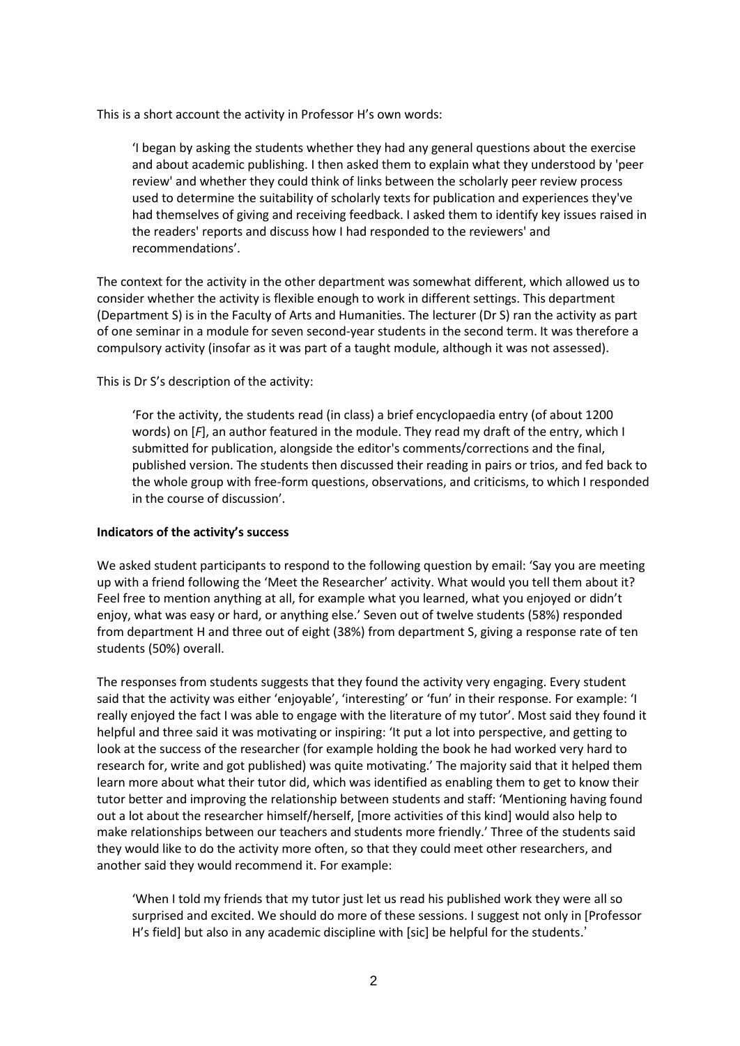This is a short account the activity in Professor H's own words:

> 'I began by asking the students whether they had any general questions about the exercise and about academic publishing. I then asked them to explain what they understood by 'peer review' and whether they could think of links between the scholarly peer review process used to determine the suitability of scholarly texts for publication and experiences they've had themselves of giving and receiving feedback. I asked them to identify key issues raised in the readers' reports and discuss how I had responded to the reviewers' and recommendations'.

The context for the activity in the other department was somewhat different, which allowed us to consider whether the activity is flexible enough to work in different settings. This department (Department S) is in the Faculty of Arts and Humanities. The lecturer (Dr S) ran the activity as part of one seminar in a module for seven second-year students in the second term. It was therefore a compulsory activity (insofar as it was part of a taught module, although it was not assessed).

This is Dr S's description of the activity:

> 'For the activity, the students read (in class) a brief encyclopaedia entry (of about 1200 words) on [*F*], an author featured in the module. They read my draft of the entry, which I submitted for publication, alongside the editor's comments/corrections and the final, published version. The students then discussed their reading in pairs or trios, and fed back to the whole group with free-form questions, observations, and criticisms, to which I responded in the course of discussion'.

**Indicators of the activity's success**

We asked student participants to respond to the following question by email: 'Say you are meeting up with a friend following the 'Meet the Researcher' activity. What would you tell them about it? Feel free to mention anything at all, for example what you learned, what you enjoyed or didn't enjoy, what was easy or hard, or anything else.' Seven out of twelve students (58%) responded from department H and three out of eight (38%) from department S, giving a response rate of ten students (50%) overall.

The responses from students suggests that they found the activity very engaging. Every student said that the activity was either 'enjoyable', 'interesting' or 'fun' in their response. For example: 'I really enjoyed the fact I was able to engage with the literature of my tutor'. Most said they found it helpful and three said it was motivating or inspiring: 'It put a lot into perspective, and getting to look at the success of the researcher (for example holding the book he had worked very hard to research for, write and got published) was quite motivating.' The majority said that it helped them learn more about what their tutor did, which was identified as enabling them to get to know their tutor better and improving the relationship between students and staff: 'Mentioning having found out a lot about the researcher himself/herself, [more activities of this kind] would also help to make relationships between our teachers and students more friendly.' Three of the students said they would like to do the activity more often, so that they could meet other researchers, and another said they would recommend it. For example:

> 'When I told my friends that my tutor just let us read his published work they were all so surprised and excited. We should do more of these sessions. I suggest not only in [Professor H's field] but also in any academic discipline with [sic] be helpful for the students.'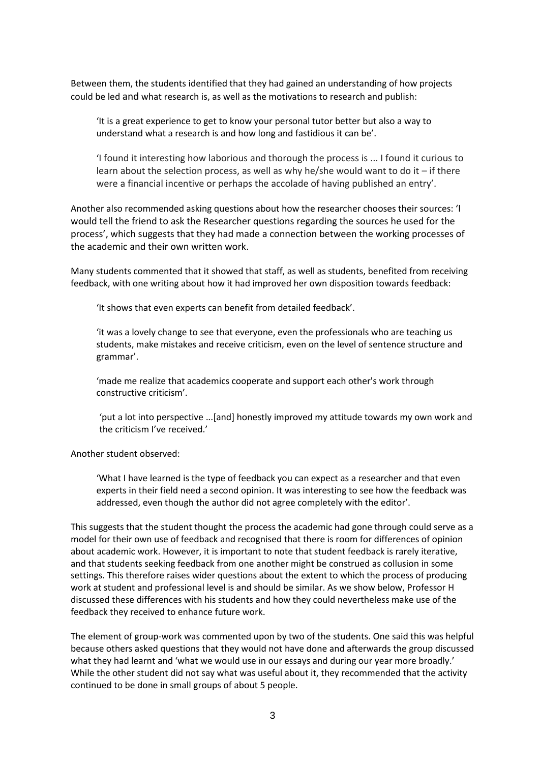Between them, the students identified that they had gained an understanding of how projects could be led and what research is, as well as the motivations to research and publish:

> 'It is a great experience to get to know your personal tutor better but also a way to understand what a research is and how long and fastidious it can be'.

> 'I found it interesting how laborious and thorough the process is ... I found it curious to learn about the selection process, as well as why he/she would want to do it – if there were a financial incentive or perhaps the accolade of having published an entry'.

Another also recommended asking questions about how the researcher chooses their sources: 'I would tell the friend to ask the Researcher questions regarding the sources he used for the process', which suggests that they had made a connection between the working processes of the academic and their own written work.

Many students commented that it showed that staff, as well as students, benefited from receiving feedback, with one writing about how it had improved her own disposition towards feedback:

> 'It shows that even experts can benefit from detailed feedback'.

> 'it was a lovely change to see that everyone, even the professionals who are teaching us students, make mistakes and receive criticism, even on the level of sentence structure and grammar'.

> 'made me realize that academics cooperate and support each other's work through constructive criticism'.

> 'put a lot into perspective ...[and] honestly improved my attitude towards my own work and the criticism I've received.'

Another student observed:

> 'What I have learned is the type of feedback you can expect as a researcher and that even experts in their field need a second opinion. It was interesting to see how the feedback was addressed, even though the author did not agree completely with the editor'.

This suggests that the student thought the process the academic had gone through could serve as a model for their own use of feedback and recognised that there is room for differences of opinion about academic work. However, it is important to note that student feedback is rarely iterative, and that students seeking feedback from one another might be construed as collusion in some settings. This therefore raises wider questions about the extent to which the process of producing work at student and professional level is and should be similar. As we show below, Professor H discussed these differences with his students and how they could nevertheless make use of the feedback they received to enhance future work.

The element of group-work was commented upon by two of the students. One said this was helpful because others asked questions that they would not have done and afterwards the group discussed what they had learnt and 'what we would use in our essays and during our year more broadly.' While the other student did not say what was useful about it, they recommended that the activity continued to be done in small groups of about 5 people.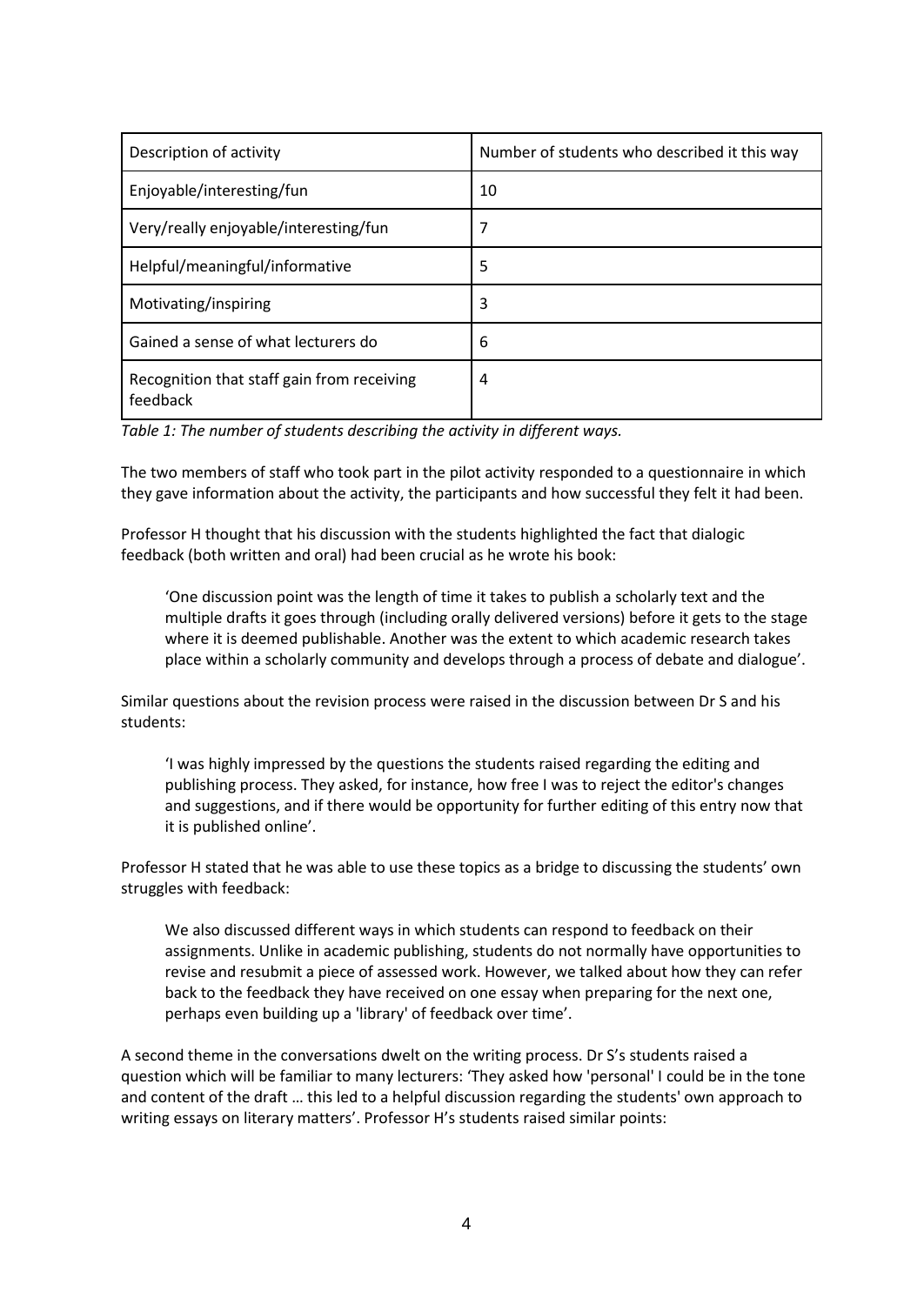| Description of activity | Number of students who described it this way |
| --- | --- |
| Enjoyable/interesting/fun | 10 |
| Very/really enjoyable/interesting/fun | 7 |
| Helpful/meaningful/informative | 5 |
| Motivating/inspiring | 3 |
| Gained a sense of what lecturers do | 6 |
| Recognition that staff gain from receiving feedback | 4 |

*Table 1: The number of students describing the activity in different ways.*

The two members of staff who took part in the pilot activity responded to a questionnaire in which they gave information about the activity, the participants and how successful they felt it had been.

Professor H thought that his discussion with the students highlighted the fact that dialogic feedback (both written and oral) had been crucial as he wrote his book:

> 'One discussion point was the length of time it takes to publish a scholarly text and the multiple drafts it goes through (including orally delivered versions) before it gets to the stage where it is deemed publishable. Another was the extent to which academic research takes place within a scholarly community and develops through a process of debate and dialogue'.

Similar questions about the revision process were raised in the discussion between Dr S and his students:

> 'I was highly impressed by the questions the students raised regarding the editing and publishing process. They asked, for instance, how free I was to reject the editor's changes and suggestions, and if there would be opportunity for further editing of this entry now that it is published online'.

Professor H stated that he was able to use these topics as a bridge to discussing the students' own struggles with feedback:

> We also discussed different ways in which students can respond to feedback on their assignments. Unlike in academic publishing, students do not normally have opportunities to revise and resubmit a piece of assessed work. However, we talked about how they can refer back to the feedback they have received on one essay when preparing for the next one, perhaps even building up a 'library' of feedback over time'.

A second theme in the conversations dwelt on the writing process. Dr S's students raised a question which will be familiar to many lecturers: 'They asked how 'personal' I could be in the tone and content of the draft … this led to a helpful discussion regarding the students' own approach to writing essays on literary matters'. Professor H's students raised similar points: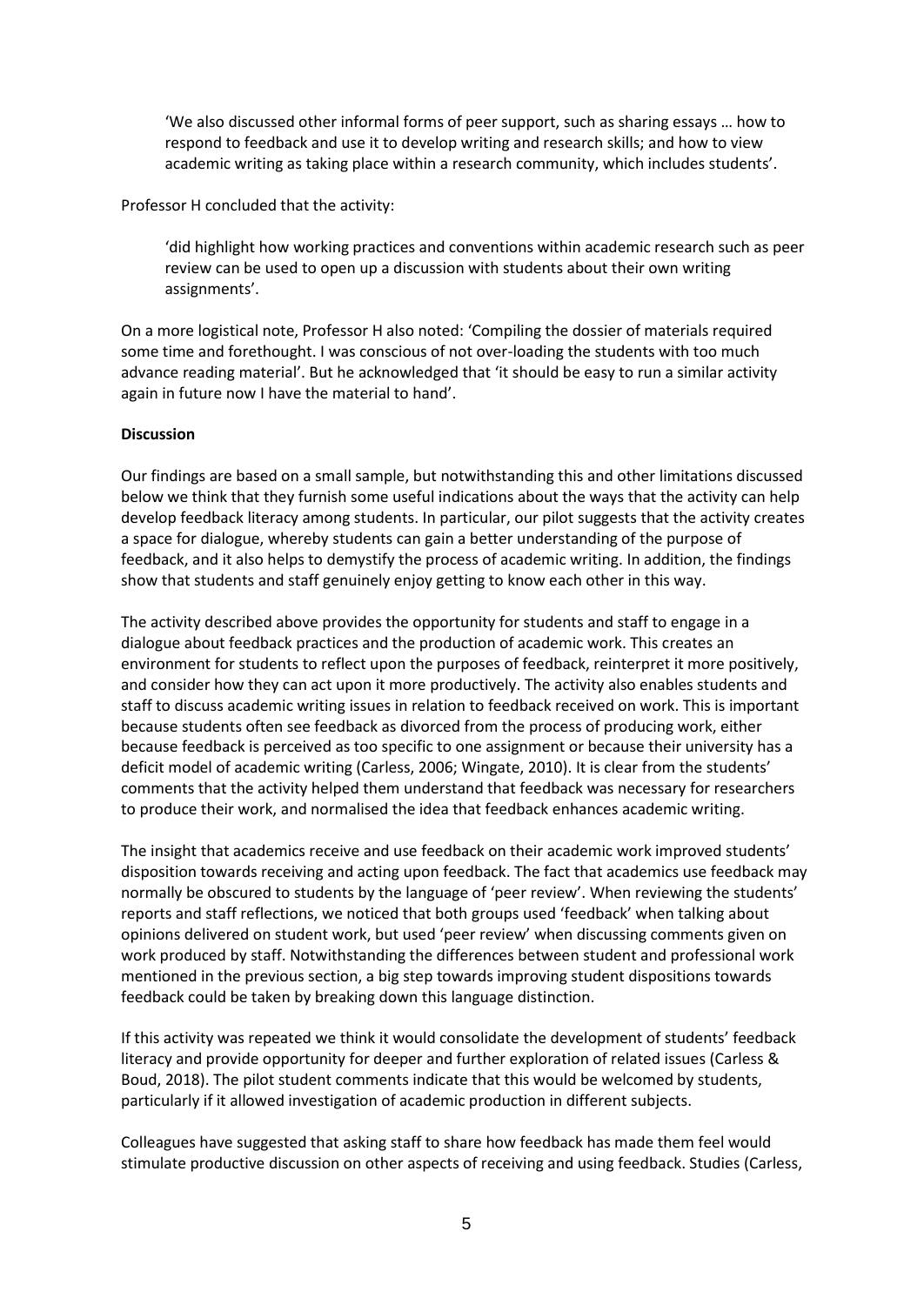> 'We also discussed other informal forms of peer support, such as sharing essays … how to respond to feedback and use it to develop writing and research skills; and how to view academic writing as taking place within a research community, which includes students'.

Professor H concluded that the activity:

> 'did highlight how working practices and conventions within academic research such as peer review can be used to open up a discussion with students about their own writing assignments'.

On a more logistical note, Professor H also noted: 'Compiling the dossier of materials required some time and forethought. I was conscious of not over-loading the students with too much advance reading material'. But he acknowledged that 'it should be easy to run a similar activity again in future now I have the material to hand'.

**Discussion**

Our findings are based on a small sample, but notwithstanding this and other limitations discussed below we think that they furnish some useful indications about the ways that the activity can help develop feedback literacy among students. In particular, our pilot suggests that the activity creates a space for dialogue, whereby students can gain a better understanding of the purpose of feedback, and it also helps to demystify the process of academic writing. In addition, the findings show that students and staff genuinely enjoy getting to know each other in this way.

The activity described above provides the opportunity for students and staff to engage in a dialogue about feedback practices and the production of academic work. This creates an environment for students to reflect upon the purposes of feedback, reinterpret it more positively, and consider how they can act upon it more productively. The activity also enables students and staff to discuss academic writing issues in relation to feedback received on work. This is important because students often see feedback as divorced from the process of producing work, either because feedback is perceived as too specific to one assignment or because their university has a deficit model of academic writing (Carless, 2006; Wingate, 2010). It is clear from the students' comments that the activity helped them understand that feedback was necessary for researchers to produce their work, and normalised the idea that feedback enhances academic writing.

The insight that academics receive and use feedback on their academic work improved students' disposition towards receiving and acting upon feedback. The fact that academics use feedback may normally be obscured to students by the language of 'peer review'. When reviewing the students' reports and staff reflections, we noticed that both groups used 'feedback' when talking about opinions delivered on student work, but used 'peer review' when discussing comments given on work produced by staff. Notwithstanding the differences between student and professional work mentioned in the previous section, a big step towards improving student dispositions towards feedback could be taken by breaking down this language distinction.

If this activity was repeated we think it would consolidate the development of students' feedback literacy and provide opportunity for deeper and further exploration of related issues (Carless & Boud, 2018). The pilot student comments indicate that this would be welcomed by students, particularly if it allowed investigation of academic production in different subjects.

Colleagues have suggested that asking staff to share how feedback has made them feel would stimulate productive discussion on other aspects of receiving and using feedback. Studies (Carless,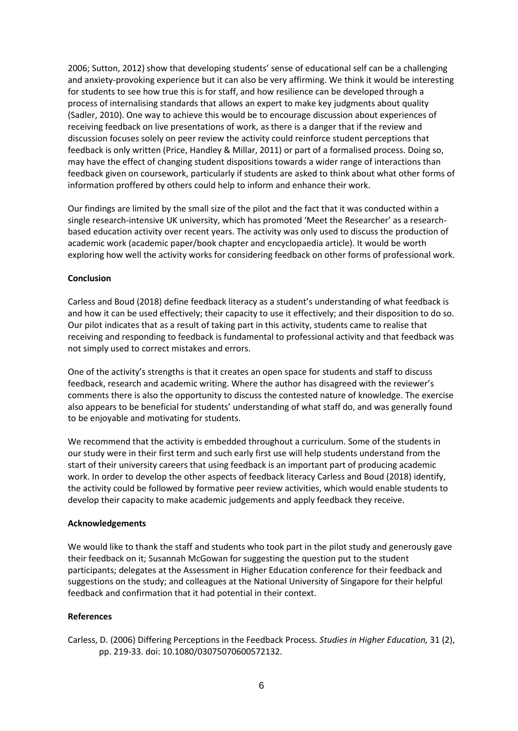2006; Sutton, 2012) show that developing students' sense of educational self can be a challenging and anxiety-provoking experience but it can also be very affirming. We think it would be interesting for students to see how true this is for staff, and how resilience can be developed through a process of internalising standards that allows an expert to make key judgments about quality (Sadler, 2010). One way to achieve this would be to encourage discussion about experiences of receiving feedback on live presentations of work, as there is a danger that if the review and discussion focuses solely on peer review the activity could reinforce student perceptions that feedback is only written (Price, Handley & Millar, 2011) or part of a formalised process. Doing so, may have the effect of changing student dispositions towards a wider range of interactions than feedback given on coursework, particularly if students are asked to think about what other forms of information proffered by others could help to inform and enhance their work.

Our findings are limited by the small size of the pilot and the fact that it was conducted within a single research-intensive UK university, which has promoted 'Meet the Researcher' as a research-based education activity over recent years. The activity was only used to discuss the production of academic work (academic paper/book chapter and encyclopaedia article). It would be worth exploring how well the activity works for considering feedback on other forms of professional work.

## Conclusion

Carless and Boud (2018) define feedback literacy as a student's understanding of what feedback is and how it can be used effectively; their capacity to use it effectively; and their disposition to do so. Our pilot indicates that as a result of taking part in this activity, students came to realise that receiving and responding to feedback is fundamental to professional activity and that feedback was not simply used to correct mistakes and errors.

One of the activity's strengths is that it creates an open space for students and staff to discuss feedback, research and academic writing. Where the author has disagreed with the reviewer's comments there is also the opportunity to discuss the contested nature of knowledge. The exercise also appears to be beneficial for students' understanding of what staff do, and was generally found to be enjoyable and motivating for students.

We recommend that the activity is embedded throughout a curriculum. Some of the students in our study were in their first term and such early first use will help students understand from the start of their university careers that using feedback is an important part of producing academic work. In order to develop the other aspects of feedback literacy Carless and Boud (2018) identify, the activity could be followed by formative peer review activities, which would enable students to develop their capacity to make academic judgements and apply feedback they receive.

## Acknowledgements

We would like to thank the staff and students who took part in the pilot study and generously gave their feedback on it; Susannah McGowan for suggesting the question put to the student participants; delegates at the Assessment in Higher Education conference for their feedback and suggestions on the study; and colleagues at the National University of Singapore for their helpful feedback and confirmation that it had potential in their context.

## References

Carless, D. (2006) Differing Perceptions in the Feedback Process. *Studies in Higher Education,* 31 (2), pp. 219-33. doi: 10.1080/03075070600572132.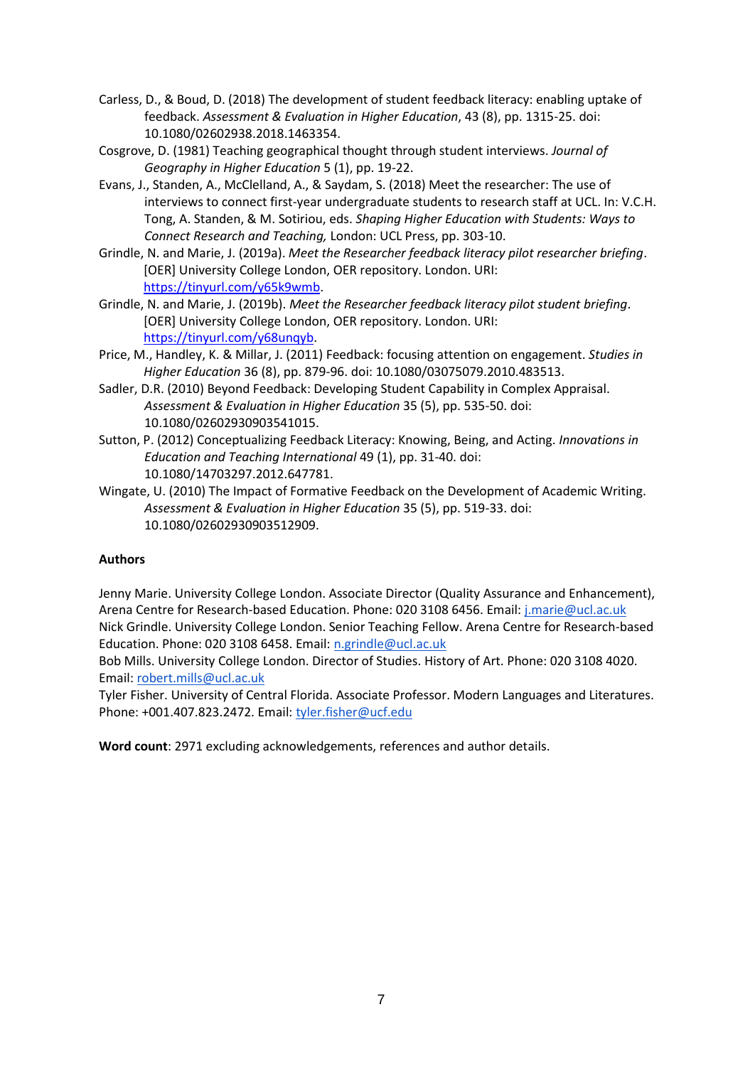Carless, D., & Boud, D. (2018) The development of student feedback literacy: enabling uptake of feedback. *Assessment & Evaluation in Higher Education*, 43 (8), pp. 1315-25. doi: 10.1080/02602938.2018.1463354.

Cosgrove, D. (1981) Teaching geographical thought through student interviews. *Journal of Geography in Higher Education* 5 (1), pp. 19-22.

Evans, J., Standen, A., McClelland, A., & Saydam, S. (2018) Meet the researcher: The use of interviews to connect first-year undergraduate students to research staff at UCL. In: V.C.H. Tong, A. Standen, & M. Sotiriou, eds. *Shaping Higher Education with Students: Ways to Connect Research and Teaching,* London: UCL Press, pp. 303-10.

Grindle, N. and Marie, J. (2019a). *Meet the Researcher feedback literacy pilot researcher briefing*. [OER] University College London, OER repository. London. URI: [https://tinyurl.com/y65k9wmb](https://tinyurl.com/y65k9wmb).

Grindle, N. and Marie, J. (2019b). *Meet the Researcher feedback literacy pilot student briefing*. [OER] University College London, OER repository. London. URI: [https://tinyurl.com/y68unqyb](https://tinyurl.com/y68unqyb).

Price, M., Handley, K. & Millar, J. (2011) Feedback: focusing attention on engagement. *Studies in Higher Education* 36 (8), pp. 879-96. doi: 10.1080/03075079.2010.483513.

Sadler, D.R. (2010) Beyond Feedback: Developing Student Capability in Complex Appraisal. *Assessment & Evaluation in Higher Education* 35 (5), pp. 535-50. doi: 10.1080/02602930903541015.

Sutton, P. (2012) Conceptualizing Feedback Literacy: Knowing, Being, and Acting. *Innovations in Education and Teaching International* 49 (1), pp. 31-40. doi: 10.1080/14703297.2012.647781.

Wingate, U. (2010) The Impact of Formative Feedback on the Development of Academic Writing. *Assessment & Evaluation in Higher Education* 35 (5), pp. 519-33. doi: 10.1080/02602930903512909.

**Authors**

Jenny Marie. University College London. Associate Director (Quality Assurance and Enhancement), Arena Centre for Research-based Education. Phone: 020 3108 6456. Email: [j.marie@ucl.ac.uk](mailto:j.marie@ucl.ac.uk)
Nick Grindle. University College London. Senior Teaching Fellow. Arena Centre for Research-based Education. Phone: 020 3108 6458. Email: [n.grindle@ucl.ac.uk](mailto:n.grindle@ucl.ac.uk)
Bob Mills. University College London. Director of Studies. History of Art. Phone: 020 3108 4020. Email: [robert.mills@ucl.ac.uk](mailto:robert.mills@ucl.ac.uk)
Tyler Fisher. University of Central Florida. Associate Professor. Modern Languages and Literatures. Phone: +001.407.823.2472. Email: [tyler.fisher@ucf.edu](mailto:tyler.fisher@ucf.edu)

**Word count**: 2971 excluding acknowledgements, references and author details.